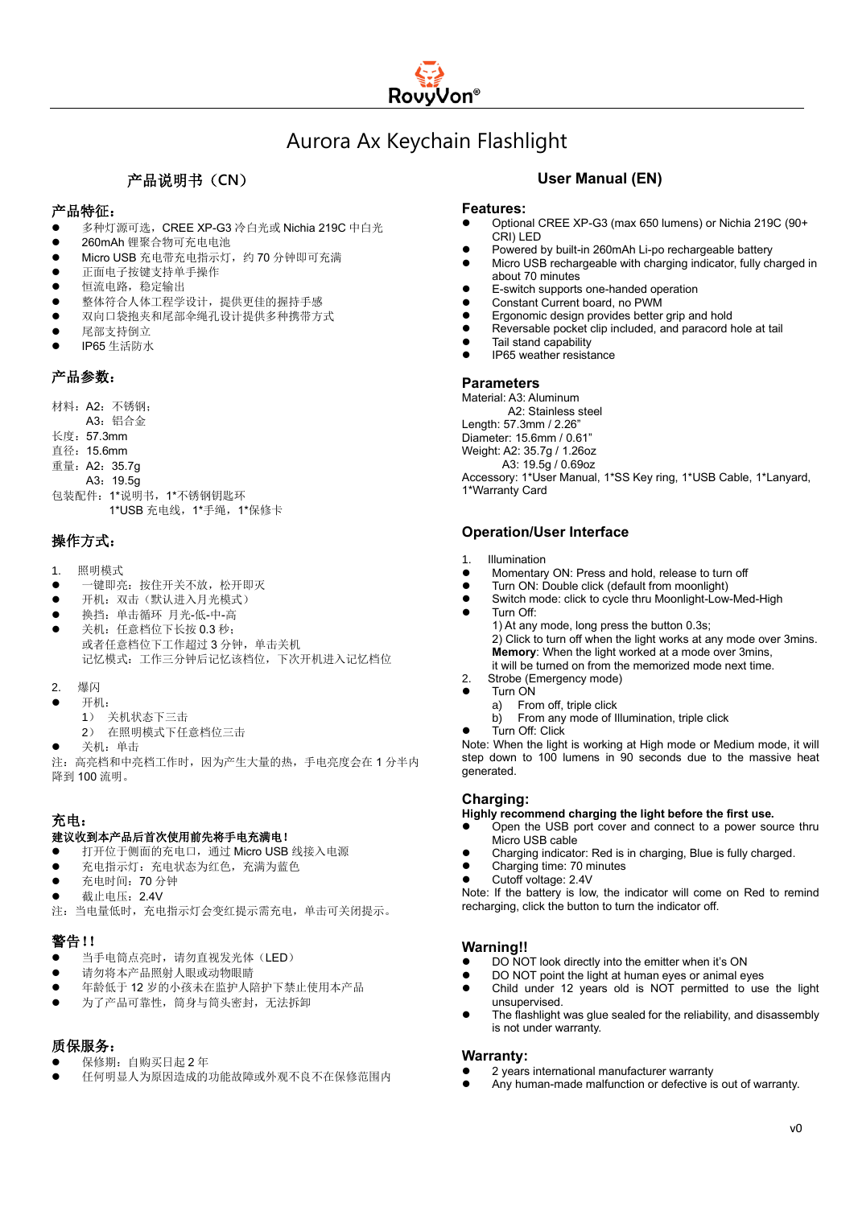RovyVon®

# Aurora Ax Keychain Flashlight

## 产品说明书（CN）

### 产品特征：

- 多种灯源可选，CREE XP-G3 冷白光或 Nichia 219C 中白光
- 260mAh 锂聚合物可充电电池
- Micro USB 充电带充电指示灯，约 70 分钟即可充满
- 正面电子按键支持单手操作
- 恒流电路，稳定输出
- 整体符合人体工程学设计，提供更佳的握持手感
- 双向口袋抱夹和尾部伞绳孔设计提供多种携带方式
- 尾部支持倒立
- IP65 生活防水

### 产品参数：

材料：A2：不锈钢；
　　　A3：铝合金
长度：57.3mm
直径：15.6mm
重量：A2：35.7g
　　　A3：19.5g
包装配件：1*说明书，1*不锈钢钥匙环
　　　　　1*USB 充电线，1*手绳，1*保修卡

### 操作方式：

1. 照明模式

- 一键即亮：按住开关不放，松开即灭
- 开机：双击（默认进入月光模式）
- 换挡：单击循环 月光-低-中-高
- 关机：任意档位下长按 0.3 秒；
  或者任意档位下工作超过 3 分钟，单击关机
  记忆模式：工作三分钟后记忆该档位，下次开机进入记忆档位

2. 爆闪

- 开机：
  1） 关机状态下三击
  2） 在照明模式下任意档位三击
- 关机：单击

注：高亮档和中亮档工作时，因为产生大量的热，手电亮度会在 1 分半内降到 100 流明。

### 充电：

**建议收到本产品后首次使用前先将手电充满电！**

- 打开位于侧面的充电口，通过 Micro USB 线接入电源
- 充电指示灯：充电状态为红色，充满为蓝色
- 充电时间：70 分钟
- 截止电压：2.4V

注：当电量低时，充电指示灯会变红提示需充电，单击可关闭提示。

### 警告！！

- 当手电筒点亮时，请勿直视发光体（LED）
- 请勿将本产品照射人眼或动物眼睛
- 年龄低于 12 岁的小孩未在监护人陪护下禁止使用本产品
- 为了产品可靠性，筒身与筒头密封，无法拆卸

### 质保服务：

- 保修期：自购买日起 2 年
- 任何明显人为原因造成的功能故障或外观不良不在保修范围内

## User Manual (EN)

### Features:

- Optional CREE XP-G3 (max 650 lumens) or Nichia 219C (90+ CRI) LED
- Powered by built-in 260mAh Li-po rechargeable battery
- Micro USB rechargeable with charging indicator, fully charged in about 70 minutes
- E-switch supports one-handed operation
- Constant Current board, no PWM
- Ergonomic design provides better grip and hold
- Reversable pocket clip included, and paracord hole at tail
- Tail stand capability
- IP65 weather resistance

### Parameters

Material: A3: Aluminum
　　　　　A2: Stainless steel
Length: 57.3mm / 2.26”
Diameter: 15.6mm / 0.61”
Weight: A2: 35.7g / 1.26oz
　　　　A3: 19.5g / 0.69oz
Accessory: 1*User Manual, 1*SS Key ring, 1*USB Cable, 1*Lanyard, 1*Warranty Card

### Operation/User Interface

1. Illumination

- Momentary ON: Press and hold, release to turn off
- Turn ON: Double click (default from moonlight)
- Switch mode: click to cycle thru Moonlight-Low-Med-High
- Turn Off:
  1) At any mode, long press the button 0.3s;
  2) Click to turn off when the light works at any mode over 3mins.
  **Memory**: When the light worked at a mode over 3mins, it will be turned on from the memorized mode next time.

2. Strobe (Emergency mode)

- Turn ON
  a) From off, triple click
  b) From any mode of Illumination, triple click
- Turn Off: Click

Note: When the light is working at High mode or Medium mode, it will step down to 100 lumens in 90 seconds due to the massive heat generated.

### Charging:

**Highly recommend charging the light before the first use.**

- Open the USB port cover and connect to a power source thru Micro USB cable
- Charging indicator: Red is in charging, Blue is fully charged.
- Charging time: 70 minutes
- Cutoff voltage: 2.4V

Note: If the battery is low, the indicator will come on Red to remind recharging, click the button to turn the indicator off.

### Warning!!

- DO NOT look directly into the emitter when it’s ON
- DO NOT point the light at human eyes or animal eyes
- Child under 12 years old is NOT permitted to use the light unsupervised.
- The flashlight was glue sealed for the reliability, and disassembly is not under warranty.

### Warranty:

- 2 years international manufacturer warranty
- Any human-made malfunction or defective is out of warranty.

v0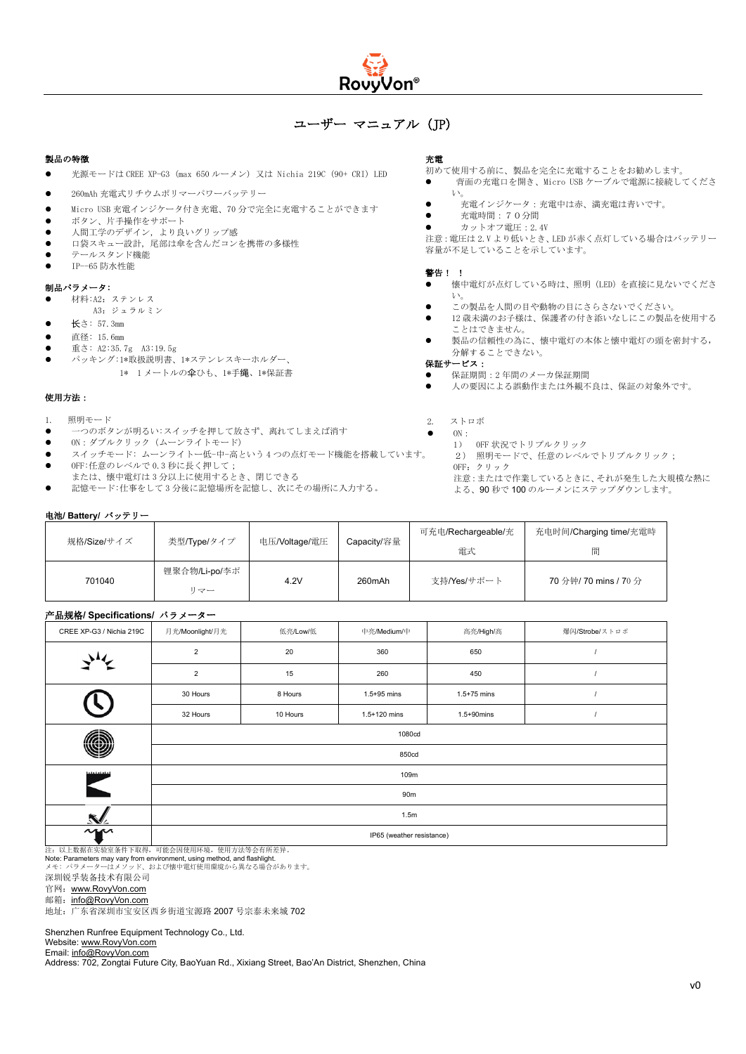RovyVon®

# ユーザー マニュアル（JP)

## 製品の特徴

- 光源モードは CREE XP-G3 (max 650 ルーメン) 又は Nichia 219C (90+ CRI) LED
- 260mAh 充電式リチウムポリマーパワーバッテリー
- Micro USB 充電インジケータ付き充電、70 分で完全に充電することができます
- ボタン、片手操作をサポート
- 人間工学のデザイン，より良いグリップ感
- 口袋スキュー設計，尾部は傘を含んだコンを携帯の多様性
- テールスタンド機能
- IP--65 防水性能

## 制品パラメータ:

- 材料:A2: ステンレス
  A3: ジュラルミン
- 長さ: 57.3mm
- 直径: 15.6mm
- 重さ: A2:35.7g A3:19.5g
- パッキング:1*取扱説明書、1*ステンレスキーホルダー、
  1* 1 メートルの伞ひも、1*手绳、1*保証書

## 使用方法：

1. 照明モード

- 一つのボタンが明るい:スイッチを押して放さず、离れてしまえば消す
- ON：ダブルクリック（ムーンライトモード）
- スイッチモード：ムーンライトー低ー中ー高という４つの点灯モード機能を搭載しています。
- OFF:任意のレベルで 0.3 秒に長く押して；
  または、懐中電灯は 3 分以上に使用するとき、閉じできる
- 記憶モード:仕事をして 3 分後に記憶場所を記憶し、次にその場所に入力する。

2. ストロボ

- ON：
  1） OFF 状況でトリプルクリック
  2） 照明モードで、任意のレベルでトリプルクリック；
  OFF：クリック
  注意：またはで作業しているときに、それが発生した大規模な熱による、90 秒で 100 のルーメンにステップダウンします。

## 充電

初めて使用する前に、製品を完全に充電することをお勧めします。

- 背面の充電口を開き、Micro USB ケーブルで電源に接続してください。
- 充電インジケータ：充電中は赤、満充電は青いです。
- 充電時間：７０分間
- カットオフ電圧：2.4V

注意：電圧は 2.V より低いとき、LED が赤く点灯している場合はバッテリー容量が不足していることを示しています。

## 警告！ ！

- 懐中電灯が点灯している時は、照明（LED）を直接に見ないでください。
- この製品を人間の目や動物の目にさらさないでください。
- 12 歳未満のお子様は、保護者の付き添いなしにこの製品を使用することはできません。
- 製品の信頼性の為に、懐中電灯の本体と懐中電灯の頭を密封する，分解することできない。

## 保証サービス：

- 保証期間：2 年間のメーカ保証期間
- 人の要因による誤動作または外観不良は、保証の対象外です。

## 电池/ Battery/ バッテリー

| 规格/Size/サイズ | 类型/Type/タイプ | 电压/Voltage/電圧 | Capacity/容量 | 可充电/Rechargeable/充電式 | 充电时间/Charging time/充電時間 |
|---|---|---|---|---|---|
| 701040 | 锂聚合物/Li-po/李ポリマー | 4.2V | 260mAh | 支持/Yes/サポート | 70 分钟/ 70 mins / 70 分 |

## 产品规格/ Specifications/ パラメーター

| CREE XP-G3 / Nichia 219C | 月光/Moonlight/月光 | 低亮/Low/低 | 中亮/Medium/中 | 高亮/High/高 | 爆闪/Strobe/ストロボ |
|---|---|---|---|---|---|
| (ルーメン) | 2 | 20 | 360 | 650 | / |
| | 2 | 15 | 260 | 450 | / |
| (時間) | 30 Hours | 8 Hours | 1.5+95 mins | 1.5+75 mins | / |
| | 32 Hours | 10 Hours | 1.5+120 mins | 1.5+90mins | / |
| (光度) | 1080cd | | | | |
| | 850cd | | | | |
| (照射距離) | 109m | | | | |
| | 90m | | | | |
| (耐衝撃) | 1.5m | | | | |
| (防水) | IP65 (weather resistance) | | | | |

注：以上数据在实验室条件下取得，可能会因使用环境，使用方法等会有所差异。
Note: Parameters may vary from environment, using method, and flashlight.
メモ：パラメーターはメソッド、および懐中電灯使用環境から異なる場合があります。

深圳锐孚装备技术有限公司
官网：www.RovyVon.com
邮箱：info@RovyVon.com
地址：广东省深圳市宝安区西乡街道宝源路 2007 号宗泰未来城 702

Shenzhen Runfree Equipment Technology Co., Ltd.
Website: www.RovyVon.com
Email: info@RovyVon.com
Address: 702, Zongtai Future City, BaoYuan Rd., Xixiang Street, Bao'An District, Shenzhen, China

v0